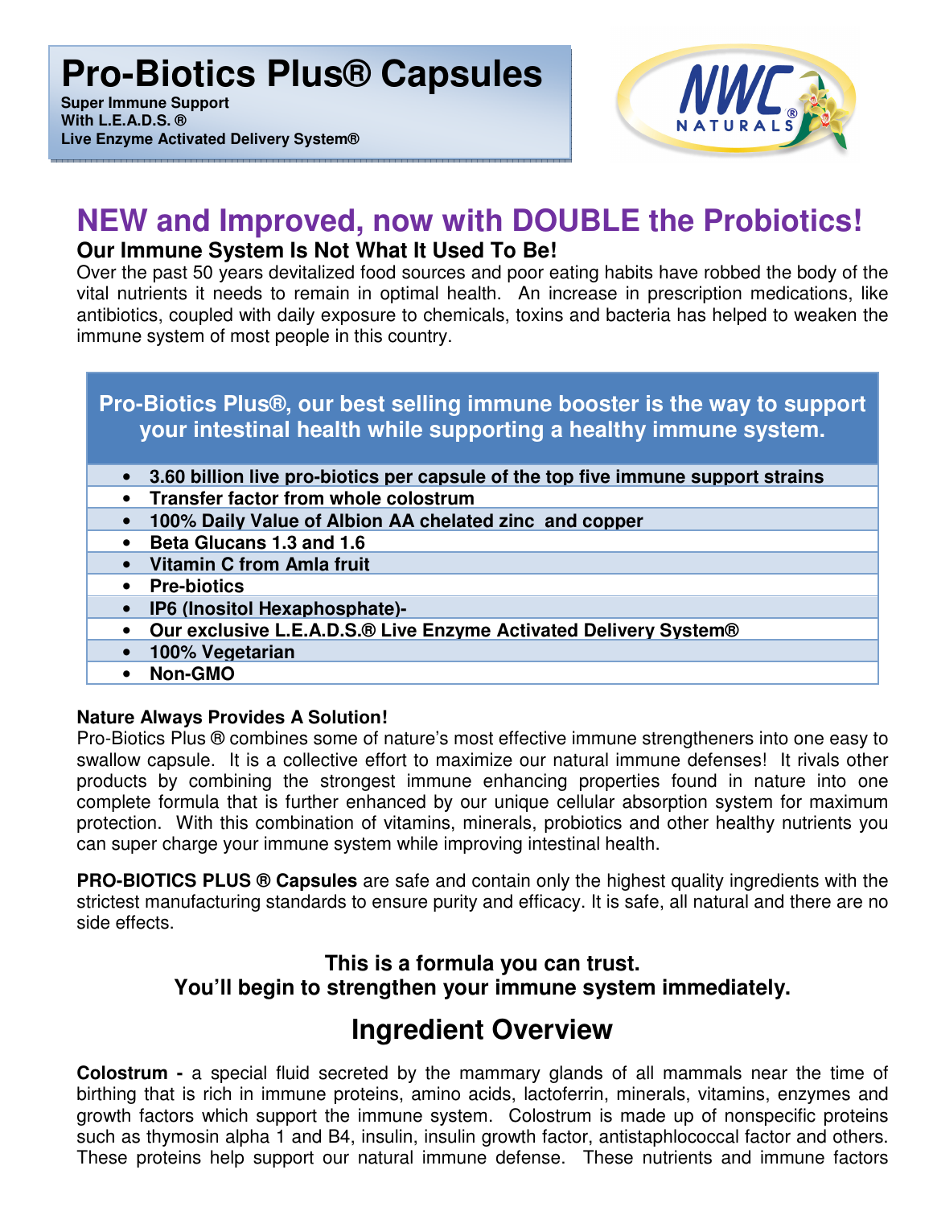# Pro-Biotics Plus® Capsules

**Super Immune Support**
**With L.E.A.D.S. ®**
**Live Enzyme Activated Delivery System®**

NWC NATURALS®

## NEW and Improved, now with DOUBLE the Probiotics!

### Our Immune System Is Not What It Used To Be!

Over the past 50 years devitalized food sources and poor eating habits have robbed the body of the vital nutrients it needs to remain in optimal health. An increase in prescription medications, like antibiotics, coupled with daily exposure to chemicals, toxins and bacteria has helped to weaken the immune system of most people in this country.

**Pro-Biotics Plus®, our best selling immune booster is the way to support your intestinal health while supporting a healthy immune system.**

- **3.60 billion live pro-biotics per capsule of the top five immune support strains**
- **Transfer factor from whole colostrum**
- **100% Daily Value of Albion AA chelated zinc and copper**
- **Beta Glucans 1.3 and 1.6**
- **Vitamin C from Amla fruit**
- **Pre-biotics**
- **IP6 (Inositol Hexaphosphate)-**
- **Our exclusive L.E.A.D.S.® Live Enzyme Activated Delivery System®**
- **100% Vegetarian**
- **Non-GMO**

**Nature Always Provides A Solution!**

Pro-Biotics Plus ® combines some of nature's most effective immune strengtheners into one easy to swallow capsule. It is a collective effort to maximize our natural immune defenses! It rivals other products by combining the strongest immune enhancing properties found in nature into one complete formula that is further enhanced by our unique cellular absorption system for maximum protection. With this combination of vitamins, minerals, probiotics and other healthy nutrients you can super charge your immune system while improving intestinal health.

**PRO-BIOTICS PLUS ® Capsules** are safe and contain only the highest quality ingredients with the strictest manufacturing standards to ensure purity and efficacy. It is safe, all natural and there are no side effects.

**This is a formula you can trust.**
**You'll begin to strengthen your immune system immediately.**

## Ingredient Overview

**Colostrum -** a special fluid secreted by the mammary glands of all mammals near the time of birthing that is rich in immune proteins, amino acids, lactoferrin, minerals, vitamins, enzymes and growth factors which support the immune system. Colostrum is made up of nonspecific proteins such as thymosin alpha 1 and B4, insulin, insulin growth factor, antistaphlococcal factor and others. These proteins help support our natural immune defense. These nutrients and immune factors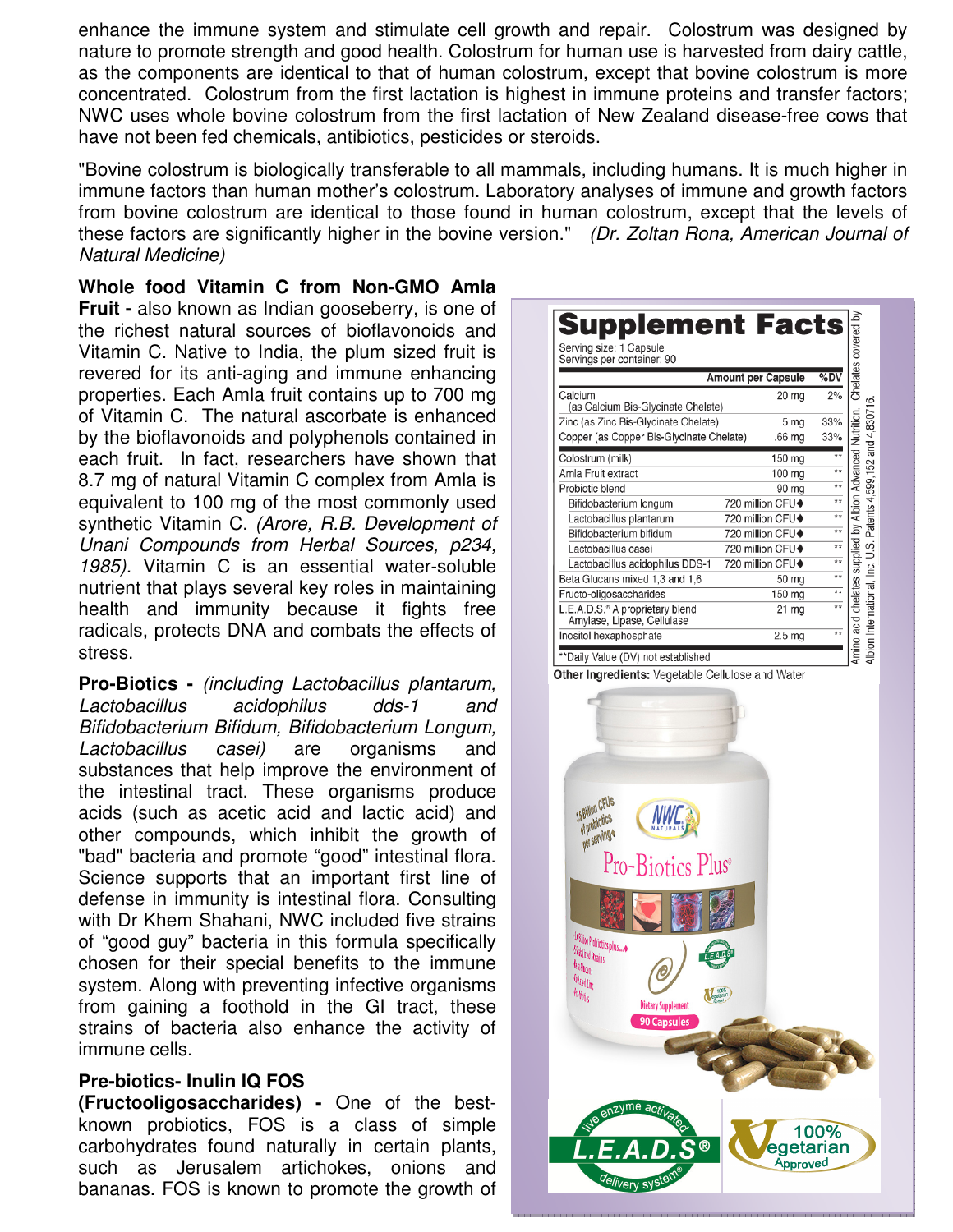enhance the immune system and stimulate cell growth and repair. Colostrum was designed by nature to promote strength and good health. Colostrum for human use is harvested from dairy cattle, as the components are identical to that of human colostrum, except that bovine colostrum is more concentrated. Colostrum from the first lactation is highest in immune proteins and transfer factors; NWC uses whole bovine colostrum from the first lactation of New Zealand disease-free cows that have not been fed chemicals, antibiotics, pesticides or steroids.

"Bovine colostrum is biologically transferable to all mammals, including humans. It is much higher in immune factors than human mother's colostrum. Laboratory analyses of immune and growth factors from bovine colostrum are identical to those found in human colostrum, except that the levels of these factors are significantly higher in the bovine version." *(Dr. Zoltan Rona, American Journal of Natural Medicine)*

**Whole food Vitamin C from Non-GMO Amla Fruit -** also known as Indian gooseberry, is one of the richest natural sources of bioflavonoids and Vitamin C. Native to India, the plum sized fruit is revered for its anti-aging and immune enhancing properties. Each Amla fruit contains up to 700 mg of Vitamin C. The natural ascorbate is enhanced by the bioflavonoids and polyphenols contained in each fruit. In fact, researchers have shown that 8.7 mg of natural Vitamin C complex from Amla is equivalent to 100 mg of the most commonly used synthetic Vitamin C. *(Arore, R.B. Development of Unani Compounds from Herbal Sources, p234, 1985).* Vitamin C is an essential water-soluble nutrient that plays several key roles in maintaining health and immunity because it fights free radicals, protects DNA and combats the effects of stress.

**Pro-Biotics -** *(including Lactobacillus plantarum, Lactobacillus acidophilus dds-1 and Bifidobacterium Bifidum, Bifidobacterium Longum, Lactobacillus casei)* are organisms and substances that help improve the environment of the intestinal tract. These organisms produce acids (such as acetic acid and lactic acid) and other compounds, which inhibit the growth of "bad" bacteria and promote "good" intestinal flora. Science supports that an important first line of defense in immunity is intestinal flora. Consulting with Dr Khem Shahani, NWC included five strains of "good guy" bacteria in this formula specifically chosen for their special benefits to the immune system. Along with preventing infective organisms from gaining a foothold in the GI tract, these strains of bacteria also enhance the activity of immune cells.

**Pre-biotics- Inulin IQ FOS (Fructooligosaccharides) -** One of the best-known probiotics, FOS is a class of simple carbohydrates found naturally in certain plants, such as Jerusalem artichokes, onions and bananas. FOS is known to promote the growth of

**Supplement Facts**

Serving size: 1 Capsule
Servings per container: 90

| | Amount per Capsule | %DV |
|---|---|---|
| Calcium (as Calcium Bis-Glycinate Chelate) | 20 mg | 2% |
| Zinc (as Zinc Bis-Glycinate Chelate) | 5 mg | 33% |
| Copper (as Copper Bis-Glycinate Chelate) | .66 mg | 33% |
| Colostrum (milk) | 150 mg | ** |
| Amla Fruit extract | 100 mg | ** |
| Probiotic blend | 90 mg | ** |
| Bifidobacterium longum | 720 million CFU♦ | ** |
| Lactobacillus plantarum | 720 million CFU♦ | ** |
| Bifidobacterium bifidum | 720 million CFU♦ | ** |
| Lactobacillus casei | 720 million CFU♦ | ** |
| Lactobacillus acidophilus DDS-1 | 720 million CFU♦ | ** |
| Beta Glucans mixed 1,3 and 1,6 | 50 mg | ** |
| Fructo-oligosaccharides | 150 mg | ** |
| L.E.A.D.S.® A proprietary blend Amylase, Lipase, Cellulase | 21 mg | ** |
| Inositol hexaphosphate | 2.5 mg | ** |

**Daily Value (DV) not established

Amino acid chelates supplied by Albion Advanced Nutrition. Chelates covered by Albion International, Inc. U.S. Patents 4,599,152 and 4,830716.

**Other Ingredients:** Vegetable Cellulose and Water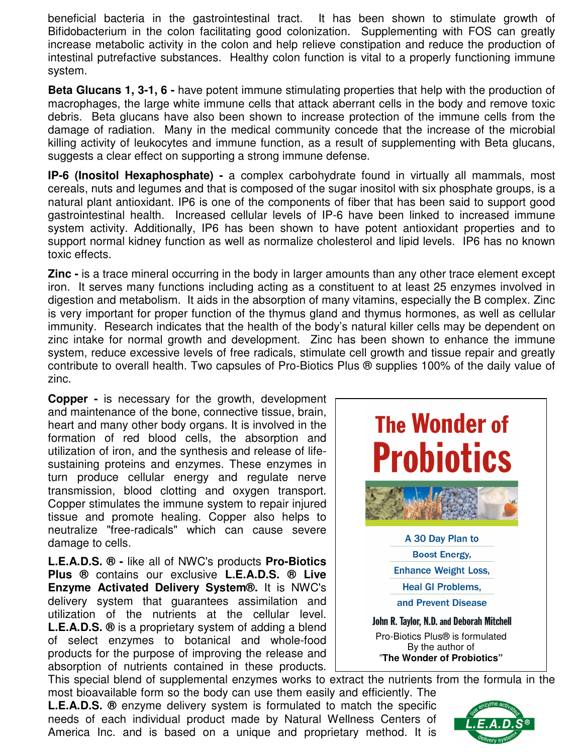beneficial bacteria in the gastrointestinal tract. It has been shown to stimulate growth of Bifidobacterium in the colon facilitating good colonization. Supplementing with FOS can greatly increase metabolic activity in the colon and help relieve constipation and reduce the production of intestinal putrefactive substances. Healthy colon function is vital to a properly functioning immune system.

**Beta Glucans 1, 3-1, 6 -** have potent immune stimulating properties that help with the production of macrophages, the large white immune cells that attack aberrant cells in the body and remove toxic debris. Beta glucans have also been shown to increase protection of the immune cells from the damage of radiation. Many in the medical community concede that the increase of the microbial killing activity of leukocytes and immune function, as a result of supplementing with Beta glucans, suggests a clear effect on supporting a strong immune defense.

**IP-6 (Inositol Hexaphosphate) -** a complex carbohydrate found in virtually all mammals, most cereals, nuts and legumes and that is composed of the sugar inositol with six phosphate groups, is a natural plant antioxidant. IP6 is one of the components of fiber that has been said to support good gastrointestinal health. Increased cellular levels of IP-6 have been linked to increased immune system activity. Additionally, IP6 has been shown to have potent antioxidant properties and to support normal kidney function as well as normalize cholesterol and lipid levels. IP6 has no known toxic effects.

**Zinc -** is a trace mineral occurring in the body in larger amounts than any other trace element except iron. It serves many functions including acting as a constituent to at least 25 enzymes involved in digestion and metabolism. It aids in the absorption of many vitamins, especially the B complex. Zinc is very important for proper function of the thymus gland and thymus hormones, as well as cellular immunity. Research indicates that the health of the body's natural killer cells may be dependent on zinc intake for normal growth and development. Zinc has been shown to enhance the immune system, reduce excessive levels of free radicals, stimulate cell growth and tissue repair and greatly contribute to overall health. Two capsules of Pro-Biotics Plus ® supplies 100% of the daily value of zinc.

**Copper -** is necessary for the growth, development and maintenance of the bone, connective tissue, brain, heart and many other body organs. It is involved in the formation of red blood cells, the absorption and utilization of iron, and the synthesis and release of life-sustaining proteins and enzymes. These enzymes in turn produce cellular energy and regulate nerve transmission, blood clotting and oxygen transport. Copper stimulates the immune system to repair injured tissue and promote healing. Copper also helps to neutralize "free-radicals" which can cause severe damage to cells.

**L.E.A.D.S. ® -** like all of NWC's products **Pro-Biotics Plus ®** contains our exclusive **L.E.A.D.S. ® Live Enzyme Activated Delivery System®.** It is NWC's delivery system that guarantees assimilation and utilization of the nutrients at the cellular level. **L.E.A.D.S. ®** is a proprietary system of adding a blend of select enzymes to botanical and whole-food products for the purpose of improving the release and absorption of nutrients contained in these products. This special blend of supplemental enzymes works to extract the nutrients from the formula in the most bioavailable form so the body can use them easily and efficiently. The **L.E.A.D.S. ®** enzyme delivery system is formulated to match the specific needs of each individual product made by Natural Wellness Centers of America Inc. and is based on a unique and proprietary method. It is

**The Wonder of Probiotics**

A 30 Day Plan to Boost Energy, Enhance Weight Loss, Heal GI Problems, and Prevent Disease

John R. Taylor, N.D. and Deborah Mitchell

Pro-Biotics Plus® is formulated By the author of **"The Wonder of Probiotics"**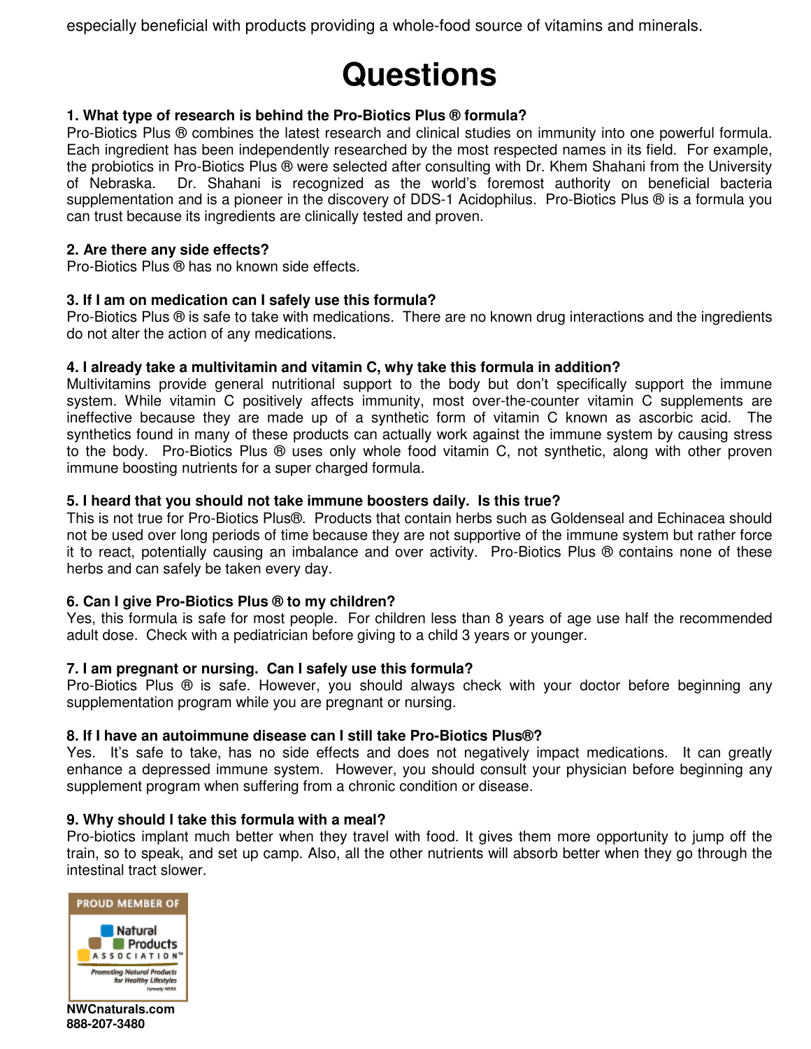especially beneficial with products providing a whole-food source of vitamins and minerals.

# Questions

**1. What type of research is behind the Pro-Biotics Plus ® formula?**
Pro-Biotics Plus ® combines the latest research and clinical studies on immunity into one powerful formula. Each ingredient has been independently researched by the most respected names in its field. For example, the probiotics in Pro-Biotics Plus ® were selected after consulting with Dr. Khem Shahani from the University of Nebraska. Dr. Shahani is recognized as the world's foremost authority on beneficial bacteria supplementation and is a pioneer in the discovery of DDS-1 Acidophilus. Pro-Biotics Plus ® is a formula you can trust because its ingredients are clinically tested and proven.

**2. Are there any side effects?**
Pro-Biotics Plus ® has no known side effects.

**3. If I am on medication can I safely use this formula?**
Pro-Biotics Plus ® is safe to take with medications. There are no known drug interactions and the ingredients do not alter the action of any medications.

**4. I already take a multivitamin and vitamin C, why take this formula in addition?**
Multivitamins provide general nutritional support to the body but don't specifically support the immune system. While vitamin C positively affects immunity, most over-the-counter vitamin C supplements are ineffective because they are made up of a synthetic form of vitamin C known as ascorbic acid. The synthetics found in many of these products can actually work against the immune system by causing stress to the body. Pro-Biotics Plus ® uses only whole food vitamin C, not synthetic, along with other proven immune boosting nutrients for a super charged formula.

**5. I heard that you should not take immune boosters daily. Is this true?**
This is not true for Pro-Biotics Plus®. Products that contain herbs such as Goldenseal and Echinacea should not be used over long periods of time because they are not supportive of the immune system but rather force it to react, potentially causing an imbalance and over activity. Pro-Biotics Plus ® contains none of these herbs and can safely be taken every day.

**6. Can I give Pro-Biotics Plus ® to my children?**
Yes, this formula is safe for most people. For children less than 8 years of age use half the recommended adult dose. Check with a pediatrician before giving to a child 3 years or younger.

**7. I am pregnant or nursing. Can I safely use this formula?**
Pro-Biotics Plus ® is safe. However, you should always check with your doctor before beginning any supplementation program while you are pregnant or nursing.

**8. If I have an autoimmune disease can I still take Pro-Biotics Plus®?**
Yes. It's safe to take, has no side effects and does not negatively impact medications. It can greatly enhance a depressed immune system. However, you should consult your physician before beginning any supplement program when suffering from a chronic condition or disease.

**9. Why should I take this formula with a meal?**
Pro-biotics implant much better when they travel with food. It gives them more opportunity to jump off the train, so to speak, and set up camp. Also, all the other nutrients will absorb better when they go through the intestinal tract slower.

PROUD MEMBER OF
Natural Products ASSOCIATION™
Promoting Natural Products for Healthy Lifestyles
Formerly NNFA

**NWCnaturals.com**
**888-207-3480**